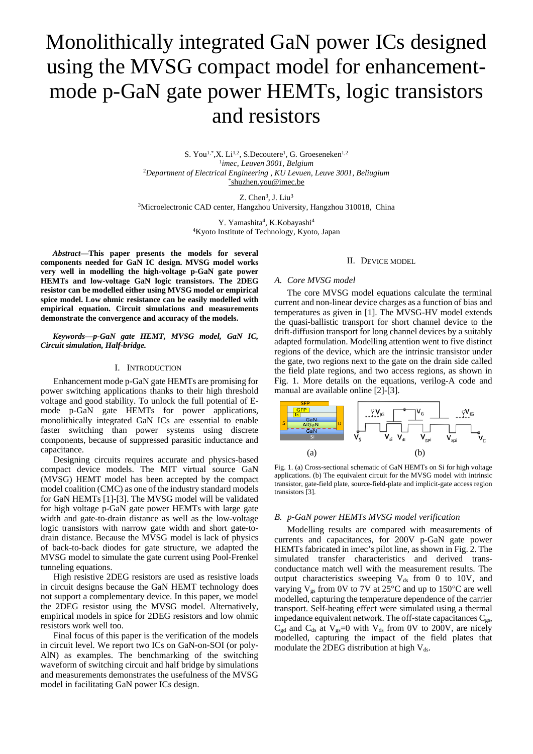# Monolithically integrated GaN power ICs designed using the MVSG compact model for enhancement-mode p-GaN gate power HEMTs, logic transistors and resistors

S. You[1,*], X. Li[1,2], S.Decoutere[1], G. Groeseneken[1,2]
[1]*imec, Leuven 3001, Belgium*
[2]*Department of Electrical Engineering , KU Levuen, Leuve 3001, Beliugium*
[*]shuzhen.you@imec.be

Z. Chen[3], J. Liu[3]
[3]Microelectronic CAD center, Hangzhou University, Hangzhou 310018, China

Y. Yamashita[4], K.Kobayashi[4]
[4]Kyoto Institute of Technology, Kyoto, Japan

***Abstract*—This paper presents the models for several components needed for GaN IC design. MVSG model works very well in modelling the high-voltage p-GaN gate power HEMTs and low-voltage GaN logic transistors. The 2DEG resistor can be modelled either using MVSG model or empirical spice model. Low ohmic resistance can be easily modelled with empirical equation. Circuit simulations and measurements demonstrate the convergence and accuracy of the models.**

***Keywords—p-GaN gate HEMT, MVSG model, GaN IC, Circuit simulation, Half-bridge.***

## I. Introduction

Enhancement mode p-GaN gate HEMTs are promising for power switching applications thanks to their high threshold voltage and good stability. To unlock the full potential of E-mode p-GaN gate HEMTs for power applications, monolithically integrated GaN ICs are essential to enable faster switching than power systems using discrete components, because of suppressed parasitic inductance and capacitance.

Designing circuits requires accurate and physics-based compact device models. The MIT virtual source GaN (MVSG) HEMT model has been accepted by the compact model coalition (CMC) as one of the industry standard models for GaN HEMTs [1]-[3]. The MVSG model will be validated for high voltage p-GaN gate power HEMTs with large gate width and gate-to-drain distance as well as the low-voltage logic transistors with narrow gate width and short gate-to-drain distance. Because the MVSG model is lack of physics of back-to-back diodes for gate structure, we adapted the MVSG model to simulate the gate current using Pool-Frenkel tunneling equations.

High resistive 2DEG resistors are used as resistive loads in circuit designs because the GaN HEMT technology does not support a complementary device. In this paper, we model the 2DEG resistor using the MVSG model. Alternatively, empirical models in spice for 2DEG resistors and low ohmic resistors work well too.

Final focus of this paper is the verification of the models in circuit level. We report two ICs on GaN-on-SOI (or poly-AlN) as examples. The benchmarking of the switching waveform of switching circuit and half bridge by simulations and measurements demonstrates the usefulness of the MVSG model in facilitating GaN power ICs design.

## II. Device model

### A. Core MVSG model

The core MVSG model equations calculate the terminal current and non-linear device charges as a function of bias and temperatures as given in [1]. The MVSG-HV model extends the quasi-ballistic transport for short channel device to the drift-diffusion transport for long channel devices by a suitably adapted formulation. Modelling attention went to five distinct regions of the device, which are the intrinsic transistor under the gate, two regions next to the gate on the drain side called the field plate regions, and two access regions, as shown in Fig. 1. More details on the equations, verilog-A code and manual are available online [2]-[3].

Fig. 1. (a) Cross-sectional schematic of GaN HEMTs on Si for high voltage applications. (b) The equivalent circuit for the MVSG model with intrinsic transistor, gate-field plate, source-field-plate and implicit-gate access region transistors [3].

### B. p-GaN power HEMTs MVSG model verification

Modelling results are compared with measurements of currents and capacitances, for 200V p-GaN gate power HEMTs fabricated in imec's pilot line, as shown in Fig. 2. The simulated transfer characteristics and derived trans-conductance match well with the measurement results. The output characteristics sweeping $V_{ds}$ from 0 to 10V, and varying $V_{gs}$ from 0V to 7V at 25°C and up to 150°C are well modelled, capturing the temperature dependence of the carrier transport. Self-heating effect were simulated using a thermal impedance equivalent network. The off-state capacitances $C_{gs}$, $C_{gd}$ and $C_{ds}$ at $V_{gs}$=0 with $V_{ds}$ from 0V to 200V, are nicely modelled, capturing the impact of the field plates that modulate the 2DEG distribution at high $V_{ds}$.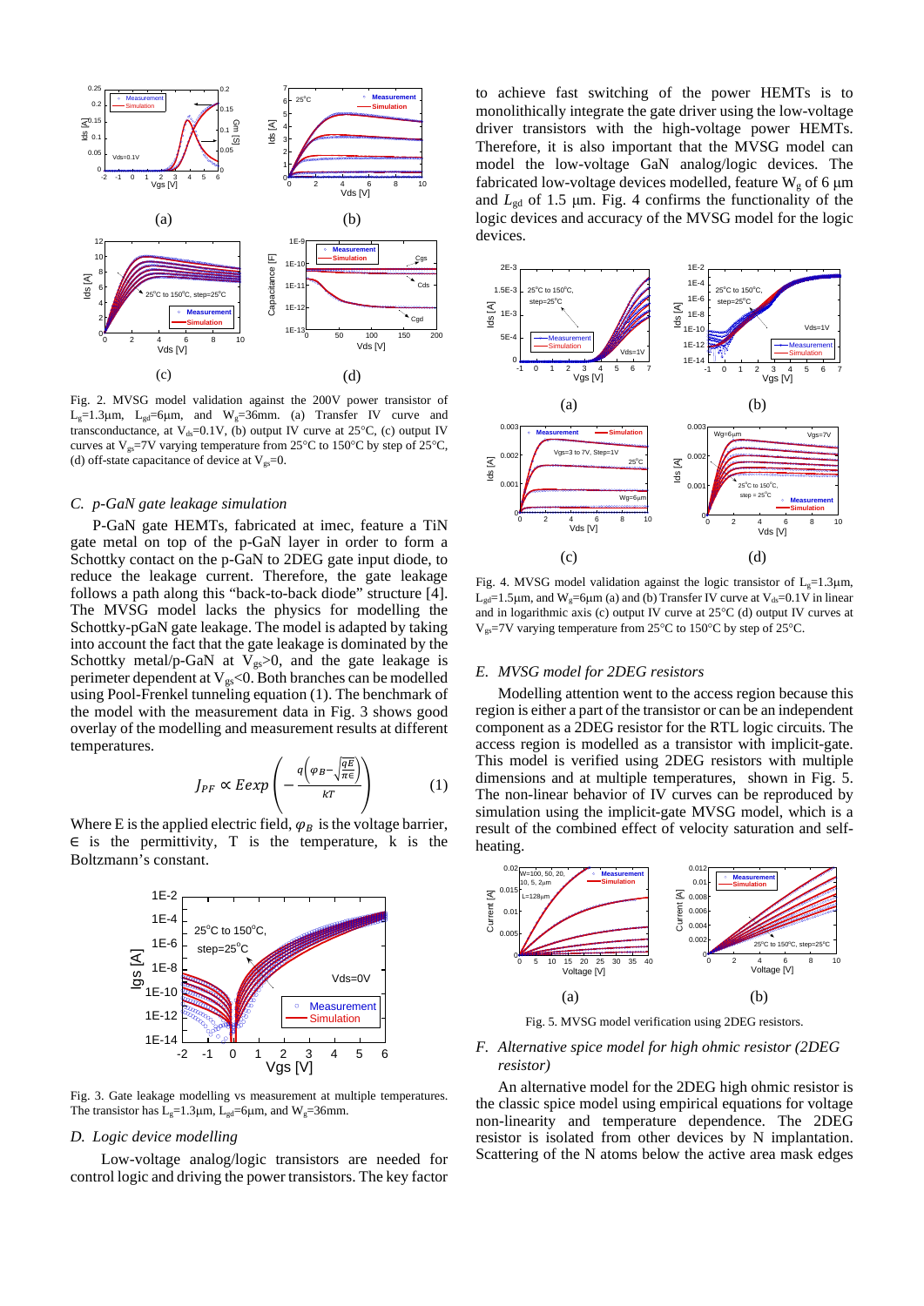Fig. 2. MVSG model validation against the 200V power transistor of $L_g$=1.3μm, $L_{gd}$=6μm, and $W_g$=36mm. (a) Transfer IV curve and transconductance, at $V_{ds}$=0.1V, (b) output IV curve at 25°C, (c) output IV curves at $V_{gs}$=7V varying temperature from 25°C to 150°C by step of 25°C, (d) off-state capacitance of device at $V_{gs}$=0.

### C. p-GaN gate leakage simulation

P-GaN gate HEMTs, fabricated at imec, feature a TiN gate metal on top of the p-GaN layer in order to form a Schottky contact on the p-GaN to 2DEG gate input diode, to reduce the leakage current. Therefore, the gate leakage follows a path along this "back-to-back diode" structure [4]. The MVSG model lacks the physics for modelling the Schottky-pGaN gate leakage. The model is adapted by taking into account the fact that the gate leakage is dominated by the Schottky metal/p-GaN at $V_{gs}$>0, and the gate leakage is perimeter dependent at $V_{gs}$<0. Both branches can be modelled using Pool-Frenkel tunneling equation (1). The benchmark of the model with the measurement data in Fig. 3 shows good overlay of the modelling and measurement results at different temperatures.

$$J_{PF} \propto E exp\left(-\frac{q\left(\varphi_B - \sqrt{\frac{qE}{\pi\epsilon}}\right)}{kT}\right) \qquad (1)$$

Where E is the applied electric field, $\varphi_B$ is the voltage barrier, $\epsilon$ is the permittivity, T is the temperature, k is the Boltzmann's constant.

Fig. 3. Gate leakage modelling vs measurement at multiple temperatures. The transistor has $L_g$=1.3μm, $L_{gd}$=6μm, and $W_g$=36mm.

### D. Logic device modelling

Low-voltage analog/logic transistors are needed for control logic and driving the power transistors. The key factor to achieve fast switching of the power HEMTs is to monolithically integrate the gate driver using the low-voltage driver transistors with the high-voltage power HEMTs. Therefore, it is also important that the MVSG model can model the low-voltage GaN analog/logic devices. The fabricated low-voltage devices modelled, feature $W_g$ of 6 μm and $L_{gd}$ of 1.5 μm. Fig. 4 confirms the functionality of the logic devices and accuracy of the MVSG model for the logic devices.

Fig. 4. MVSG model validation against the logic transistor of $L_g$=1.3μm, $L_{gd}$=1.5μm, and $W_g$=6μm (a) and (b) Transfer IV curve at $V_{ds}$=0.1V in linear and in logarithmic axis at 25°C (c) output IV curve at 25°C (d) output IV curves at $V_{gs}$=7V varying temperature from 25°C to 150°C by step of 25°C.

### E. MVSG model for 2DEG resistors

Modelling attention went to the access region because this region is either a part of the transistor or can be an independent component as a 2DEG resistor for the RTL logic circuits. The access region is modelled as a transistor with implicit-gate. This model is verified using 2DEG resistors with multiple dimensions and at multiple temperatures, shown in Fig. 5. The non-linear behavior of IV curves can be reproduced by simulation using the implicit-gate MVSG model, which is a result of the combined effect of velocity saturation and self-heating.

Fig. 5. MVSG model verification using 2DEG resistors.

### F. Alternative spice model for high ohmic resistor (2DEG resistor)

An alternative model for the 2DEG high ohmic resistor is the classic spice model using empirical equations for voltage non-linearity and temperature dependence. The 2DEG resistor is isolated from other devices by N implantation. Scattering of the N atoms below the active area mask edges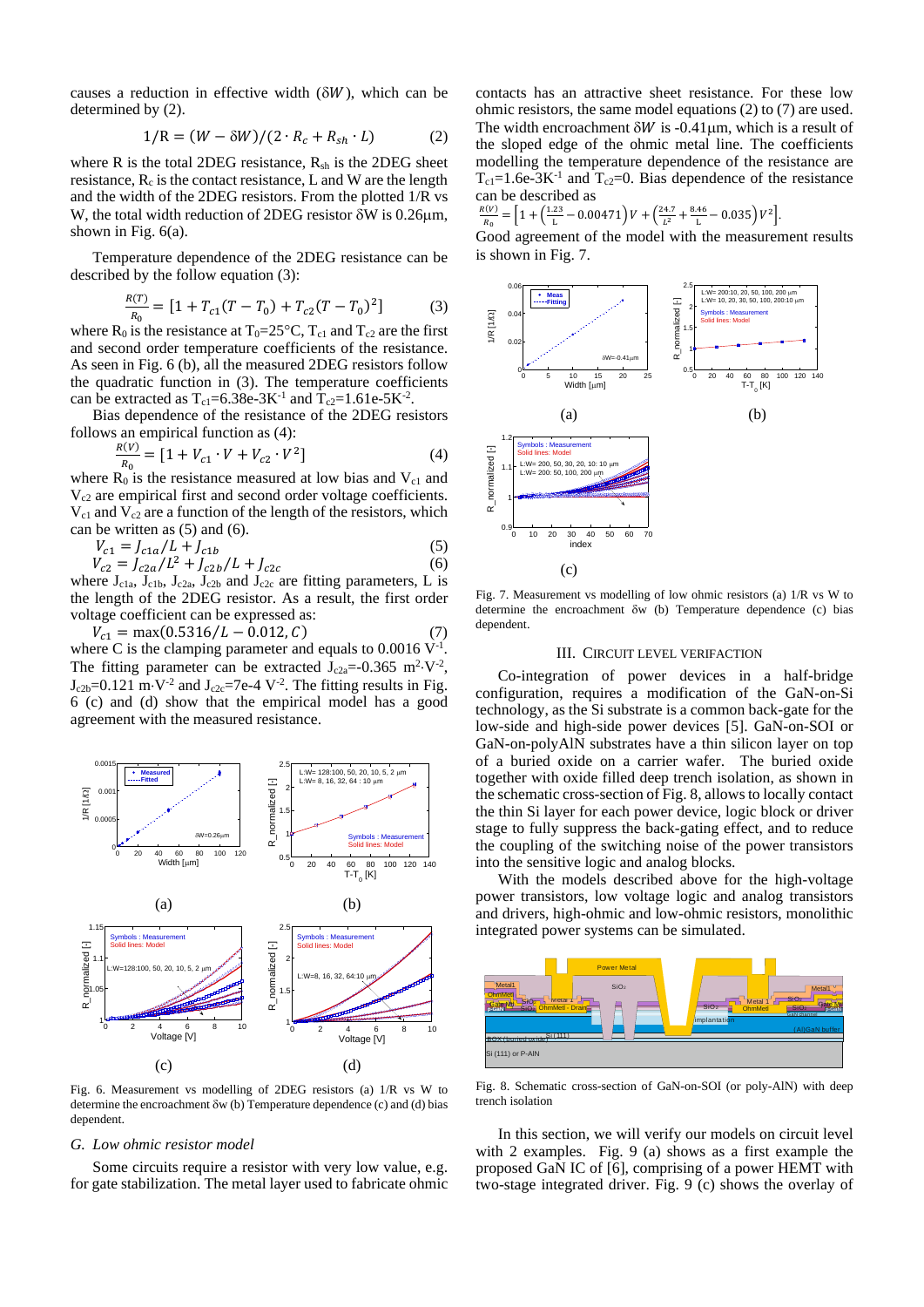causes a reduction in effective width ($\delta W$), which can be determined by (2).

$$1/\mathrm{R} = (W - \delta W)/(2 \cdot R_c + R_{sh} \cdot L) \quad (2)$$

where R is the total 2DEG resistance, $R_{sh}$ is the 2DEG sheet resistance, $R_c$ is the contact resistance, L and W are the length and the width of the 2DEG resistors. From the plotted 1/R vs W, the total width reduction of 2DEG resistor δW is 0.26µm, shown in Fig. 6(a).

Temperature dependence of the 2DEG resistance can be described by the follow equation (3):

$$\frac{R(T)}{R_0} = [1 + T_{c1}(T - T_0) + T_{c2}(T - T_0)^2] \quad (3)$$

where $R_0$ is the resistance at $T_0$=25°C, $T_{c1}$ and $T_{c2}$ are the first and second order temperature coefficients of the resistance. As seen in Fig. 6 (b), all the measured 2DEG resistors follow the quadratic function in (3). The temperature coefficients can be extracted as $T_{c1}$=6.38e-3$K^{-1}$ and $T_{c2}$=1.61e-5$K^{-2}$.

Bias dependence of the resistance of the 2DEG resistors follows an empirical function as (4):

$$\frac{R(V)}{R_0} = [1 + V_{c1} \cdot V + V_{c2} \cdot V^2] \quad (4)$$

where $R_0$ is the resistance measured at low bias and $V_{c1}$ and $V_{c2}$ are empirical first and second order voltage coefficients. $V_{c1}$ and $V_{c2}$ are a function of the length of the resistors, which can be written as (5) and (6).

$$V_{c1} = J_{c1a}/L + J_{c1b} \quad (5)$$

$$V_{c2} = J_{c2a}/L^2 + J_{c2b}/L + J_{c2c} \quad (6)$$

where $J_{c1a}$, $J_{c1b}$, $J_{c2a}$, $J_{c2b}$ and $J_{c2c}$ are fitting parameters, L is the length of the 2DEG resistor. As a result, the first order voltage coefficient can be expressed as:

$$V_{c1} = \max(0.5316/L - 0.012, C) \quad (7)$$

where C is the clamping parameter and equals to 0.0016 $V^{-1}$. The fitting parameter can be extracted $J_{c2a}$=-0.365 $m^2 \cdot V^{-2}$, $J_{c2b}$=0.121 $m \cdot V^{-2}$ and $J_{c2c}$=7e-4 $V^{-2}$. The fitting results in Fig. 6 (c) and (d) show that the empirical model has a good agreement with the measured resistance.

Fig. 6. Measurement vs modelling of 2DEG resistors (a) 1/R vs W to determine the encroachment δw (b) Temperature dependence (c) and (d) bias dependent.

### G. Low ohmic resistor model

Some circuits require a resistor with very low value, e.g. for gate stabilization. The metal layer used to fabricate ohmic contacts has an attractive sheet resistance. For these low ohmic resistors, the same model equations (2) to (7) are used. The width encroachment $\delta W$ is -0.41µm, which is a result of the sloped edge of the ohmic metal line. The coefficients modelling the temperature dependence of the resistance are $T_{c1}$=1.6e-3$K^{-1}$ and $T_{c2}$=0. Bias dependence of the resistance can be described as

$$\frac{R(V)}{R_0} = \left[1 + \left(\frac{1.23}{\mathrm{L}} - 0.00471\right)V + \left(\frac{24.7}{L^2} + \frac{8.46}{\mathrm{L}} - 0.035\right)V^2\right].$$

Good agreement of the model with the measurement results is shown in Fig. 7.

Fig. 7. Measurement vs modelling of low ohmic resistors (a) 1/R vs W to determine the encroachment δw (b) Temperature dependence (c) bias dependent.

## III. Circuit Level Verifaction

Co-integration of power devices in a half-bridge configuration, requires a modification of the GaN-on-Si technology, as the Si substrate is a common back-gate for the low-side and high-side power devices [5]. GaN-on-SOI or GaN-on-polyAlN substrates have a thin silicon layer on top of a buried oxide on a carrier wafer. The buried oxide together with oxide filled deep trench isolation, as shown in the schematic cross-section of Fig. 8, allows to locally contact the thin Si layer for each power device, logic block or driver stage to fully suppress the back-gating effect, and to reduce the coupling of the switching noise of the power transistors into the sensitive logic and analog blocks.

With the models described above for the high-voltage power transistors, low voltage logic and analog transistors and drivers, high-ohmic and low-ohmic resistors, monolithic integrated power systems can be simulated.

Fig. 8. Schematic cross-section of GaN-on-SOI (or poly-AlN) with deep trench isolation

In this section, we will verify our models on circuit level with 2 examples. Fig. 9 (a) shows as a first example the proposed GaN IC of [6], comprising of a power HEMT with two-stage integrated driver. Fig. 9 (c) shows the overlay of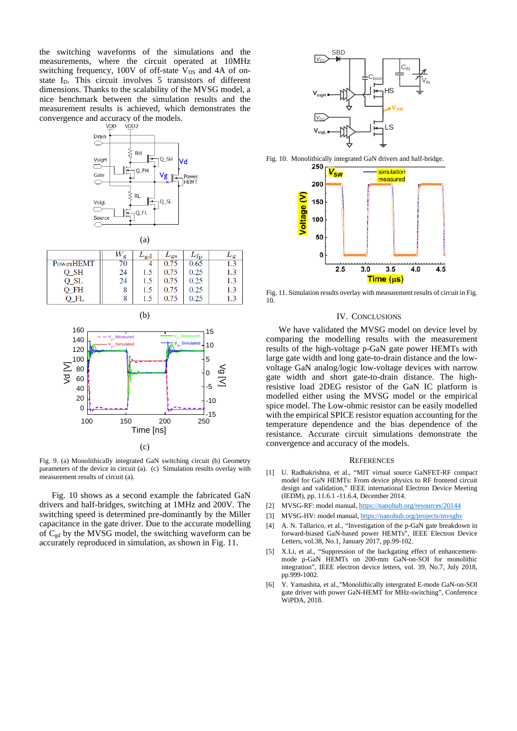the switching waveforms of the simulations and the measurements, where the circuit operated at 10MHz switching frequency, 100V of off-state $V_{DS}$ and 4A of on-state $I_D$. This circuit involves 5 transistors of different dimensions. Thanks to the scalability of the MVSG model, a nice benchmark between the simulation results and the measurement results is achieved, which demonstrates the convergence and accuracy of the models.

VDD VDD2
Drain
RH
Q_SH
Vd
VsigH
Q_FH
Gate
Vg
Power HEMT
RL
Q_SL
VsigL
Q_FL
Source

(a)

| | $W_g$ | $L_{gd}$ | $L_{gs}$ | $L_{fp}$ | $L_g$ |
|---|---|---|---|---|---|
| PowerHEMT | 70 | 4 | 0.75 | 0.65 | 1.3 |
| Q_SH | 24 | 1.5 | 0.75 | 0.25 | 1.3 |
| Q_SL | 24 | 1.5 | 0.75 | 0.25 | 1.3 |
| Q_FH | 8 | 1.5 | 0.75 | 0.25 | 1.3 |
| Q_FL | 8 | 1.5 | 0.75 | 0.25 | 1.3 |

(b)

Vd [V]
160
140
120
100
80
60
40
20
0
100 150 200 250
Time [ns]
Vg [V]
15
10
5
0
-5
-10
-15
$V_D$_Measured
$V_D$_Simulated
$V_G$_Measured
$V_G$_Simulated

(c)

Fig. 9. (a) Monolithically integrated GaN switching circuit (b) Geometry parameters of the device in circuit (a). (c) Simulation results overlay with measurement results of circuit (a).

Fig. 10 shows as a second example the fabricated GaN drivers and half-bridges, switching at 1MHz and 200V. The switching speed is determined pre-dominantly by the Miller capacitance in the gate driver. Due to the accurate modelling of $C_{gd}$ by the MVSG model, the switching waveform can be accurately reproduced in simulation, as shown in Fig. 11.

SBD
$V_{CC}$
$C_{IN}$
$C_{boot}$
$V_{IN}$
$V_{sigH}$
HS
$V_{SW}$
$V_{CC}$
$V_{sigL}$
LS

Fig. 10. Monolithically integrated GaN drivers and half-bridge.

$V_{SW}$
simulation
measured
Voltage (V)
250
200
150
100
50
0
2.5 3.0 3.5 4.0 4.5
Time (µs)

Fig. 11. Simulation results overlay with measurement results of circuit in Fig. 10.

## IV. Conclusions

We have validated the MVSG model on device level by comparing the modelling results with the measurement results of the high-voltage p-GaN gate power HEMTs with large gate width and long gate-to-drain distance and the low-voltage GaN analog/logic low-voltage devices with narrow gate width and short gate-to-drain distance. The high-resistive load 2DEG resistor of the GaN IC platform is modelled either using the MVSG model or the empirical spice model. The Low-ohmic resistor can be easily modelled with the empirical SPICE resistor equation accounting for the temperature dependence and the bias dependence of the resistance. Accurate circuit simulations demonstrate the convergence and accuracy of the models.

## References

[1] U. Radhakrishna, et al., "MIT virtual source GaNFET-RF compact model for GaN HEMTs: From device physics to RF frontend circuit design and validation," IEEE International Electron Device Meeting (IEDM), pp. 11.6.1 -11.6.4, December 2014.

[2] MVSG-RF: model manual, https://nanohub.org/resources/20144

[3] MVSG-HV: model manual, https://nanohub.org/projects/mvsghv

[4] A. N. Tallarico, et al., "Investigation of the p-GaN gate breakdown in forward-biased GaN-based power HEMTs", IEEE Electron Device Letters, vol.38, No.1, January 2017, pp.99-102.

[5] X.Li, et al., "Suppression of the backgating effect of enhancement-mode p-GaN HEMTs on 200-mm GaN-on-SOI for monolithic integration", IEEE electron device letters, vol. 39, No.7, July 2018, pp.999-1002.

[6] Y. Yamashita, et al.,"Monolithically intergrated E-mode GaN-on-SOI gate driver with power GaN-HEMT for MHz-switching", Conference WiPDA, 2018.